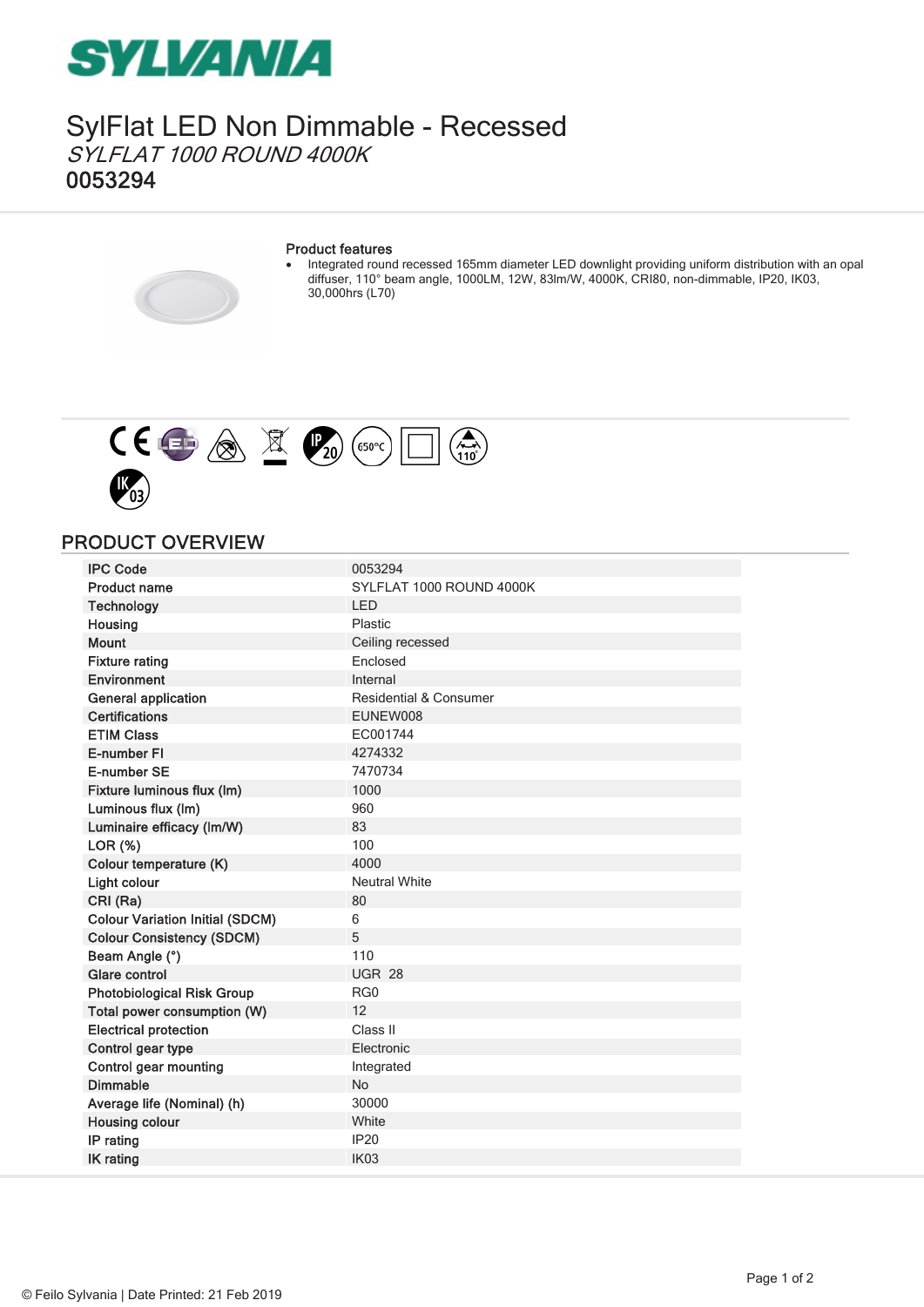# SylFlat LED Non Dimmable - Recessed

*SYLFLAT 1000 ROUND 4000K*

**0053294**

**Product features**

- Integrated round recessed 165mm diameter LED downlight providing uniform distribution with an opal diffuser, 110° beam angle, 1000LM, 12W, 83lm/W, 4000K, CRI80, non-dimmable, IP20, IK03, 30,000hrs (L70)

## PRODUCT OVERVIEW

| | |
|---|---|
| IPC Code | 0053294 |
| Product name | SYLFLAT 1000 ROUND 4000K |
| Technology | LED |
| Housing | Plastic |
| Mount | Ceiling recessed |
| Fixture rating | Enclosed |
| Environment | Internal |
| General application | Residential & Consumer |
| Certifications | EUNEW008 |
| ETIM Class | EC001744 |
| E-number FI | 4274332 |
| E-number SE | 7470734 |
| Fixture luminous flux (lm) | 1000 |
| Luminous flux (lm) | 960 |
| Luminaire efficacy (lm/W) | 83 |
| LOR (%) | 100 |
| Colour temperature (K) | 4000 |
| Light colour | Neutral White |
| CRI (Ra) | 80 |
| Colour Variation Initial (SDCM) | 6 |
| Colour Consistency (SDCM) | 5 |
| Beam Angle (°) | 110 |
| Glare control | UGR 28 |
| Photobiological Risk Group | RG0 |
| Total power consumption (W) | 12 |
| Electrical protection | Class II |
| Control gear type | Electronic |
| Control gear mounting | Integrated |
| Dimmable | No |
| Average life (Nominal) (h) | 30000 |
| Housing colour | White |
| IP rating | IP20 |
| IK rating | IK03 |

© Feilo Sylvania | Date Printed: 21 Feb 2019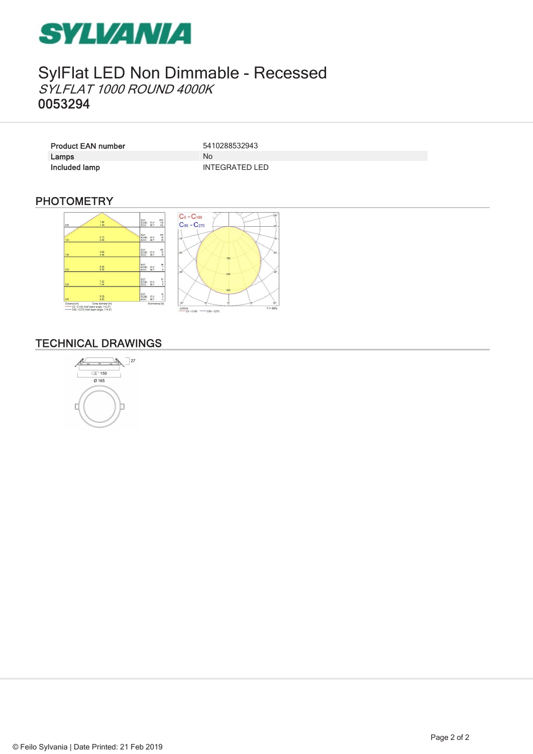# SylFlat LED Non Dimmable - Recessed

*SYLFLAT 1000 ROUND 4000K*

**0053294**

| | |
|---|---|
| **Product EAN number** | 5410288532943 |
| **Lamps** | No |
| **Included lamp** | INTEGRATED LED |

## PHOTOMETRY

Distance [m]
Cone diameter [m]
Illuminance [lx]
C0 - C180 (Half beam angle: 112.2°)
C90 - C270 (Half beam angle: 114.8°)

C0 - C180
C90 - C270
cd/klm
η = 99%

## TECHNICAL DRAWINGS

27
150
Ø 165